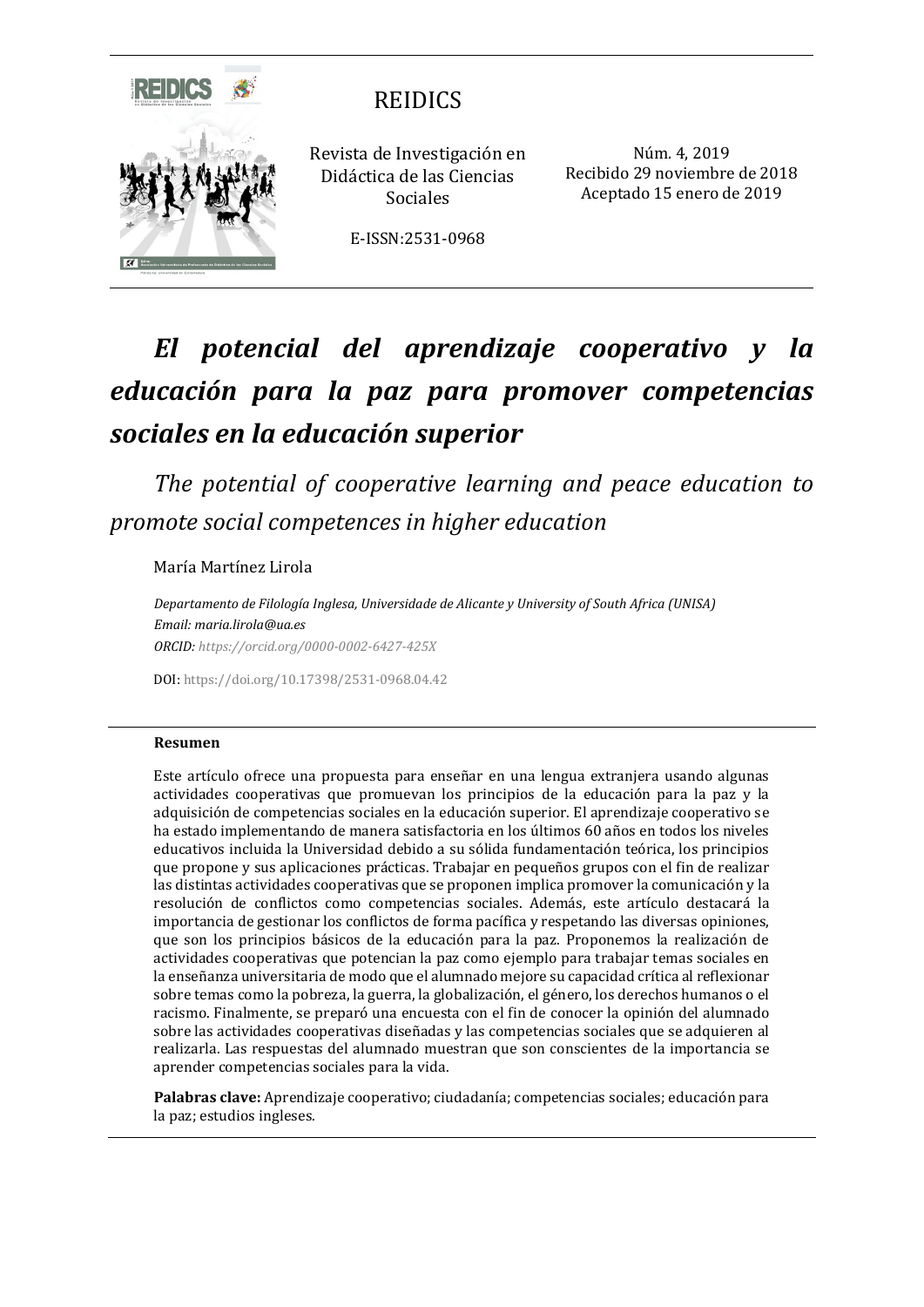REIDICS

Revista de Investigación en Didáctica de las Ciencias Sociales

E-ISSN:2531-0968

Núm. 4, 2019
Recibido 29 noviembre de 2018
Aceptado 15 enero de 2019

# *El potencial del aprendizaje cooperativo y la educación para la paz para promover competencias sociales en la educación superior*

*The potential of cooperative learning and peace education to promote social competences in higher education*

María Martínez Lirola

*Departamento de Filología Inglesa, Universidade de Alicante y University of South Africa (UNISA)*
*Email: maria.lirola@ua.es*
*ORCID: https://orcid.org/0000-0002-6427-425X*

DOI: https://doi.org/10.17398/2531-0968.04.42

**Resumen**

Este artículo ofrece una propuesta para enseñar en una lengua extranjera usando algunas actividades cooperativas que promuevan los principios de la educación para la paz y la adquisición de competencias sociales en la educación superior. El aprendizaje cooperativo se ha estado implementando de manera satisfactoria en los últimos 60 años en todos los niveles educativos incluida la Universidad debido a su sólida fundamentación teórica, los principios que propone y sus aplicaciones prácticas. Trabajar en pequeños grupos con el fin de realizar las distintas actividades cooperativas que se proponen implica promover la comunicación y la resolución de conflictos como competencias sociales. Además, este artículo destacará la importancia de gestionar los conflictos de forma pacífica y respetando las diversas opiniones, que son los principios básicos de la educación para la paz. Proponemos la realización de actividades cooperativas que potencian la paz como ejemplo para trabajar temas sociales en la enseñanza universitaria de modo que el alumnado mejore su capacidad crítica al reflexionar sobre temas como la pobreza, la guerra, la globalización, el género, los derechos humanos o el racismo. Finalmente, se preparó una encuesta con el fin de conocer la opinión del alumnado sobre las actividades cooperativas diseñadas y las competencias sociales que se adquieren al realizarla. Las respuestas del alumnado muestran que son conscientes de la importancia se aprender competencias sociales para la vida.

**Palabras clave:** Aprendizaje cooperativo; ciudadanía; competencias sociales; educación para la paz; estudios ingleses.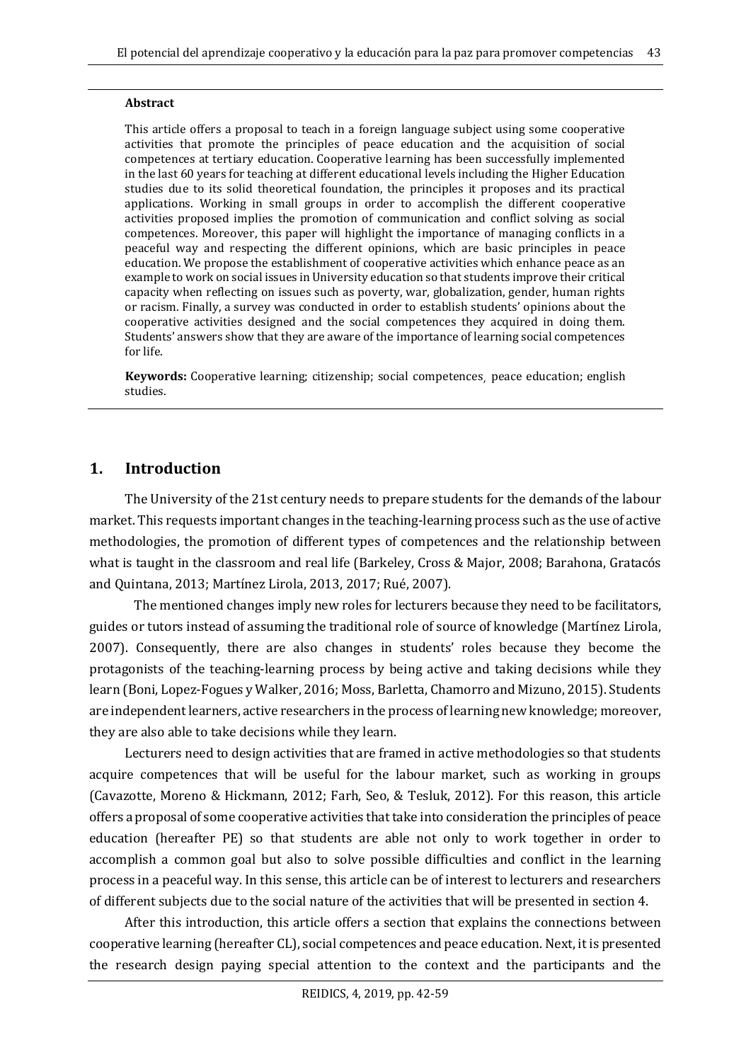**Abstract**

This article offers a proposal to teach in a foreign language subject using some cooperative activities that promote the principles of peace education and the acquisition of social competences at tertiary education. Cooperative learning has been successfully implemented in the last 60 years for teaching at different educational levels including the Higher Education studies due to its solid theoretical foundation, the principles it proposes and its practical applications. Working in small groups in order to accomplish the different cooperative activities proposed implies the promotion of communication and conflict solving as social competences. Moreover, this paper will highlight the importance of managing conflicts in a peaceful way and respecting the different opinions, which are basic principles in peace education. We propose the establishment of cooperative activities which enhance peace as an example to work on social issues in University education so that students improve their critical capacity when reflecting on issues such as poverty, war, globalization, gender, human rights or racism. Finally, a survey was conducted in order to establish students' opinions about the cooperative activities designed and the social competences they acquired in doing them. Students' answers show that they are aware of the importance of learning social competences for life.

**Keywords:** Cooperative learning; citizenship; social competences, peace education; english studies.

## 1. Introduction

The University of the 21st century needs to prepare students for the demands of the labour market. This requests important changes in the teaching-learning process such as the use of active methodologies, the promotion of different types of competences and the relationship between what is taught in the classroom and real life (Barkeley, Cross & Major, 2008; Barahona, Gratacós and Quintana, 2013; Martínez Lirola, 2013, 2017; Rué, 2007).

The mentioned changes imply new roles for lecturers because they need to be facilitators, guides or tutors instead of assuming the traditional role of source of knowledge (Martínez Lirola, 2007). Consequently, there are also changes in students' roles because they become the protagonists of the teaching-learning process by being active and taking decisions while they learn (Boni, Lopez-Fogues y Walker, 2016; Moss, Barletta, Chamorro and Mizuno, 2015). Students are independent learners, active researchers in the process of learning new knowledge; moreover, they are also able to take decisions while they learn.

Lecturers need to design activities that are framed in active methodologies so that students acquire competences that will be useful for the labour market, such as working in groups (Cavazotte, Moreno & Hickmann, 2012; Farh, Seo, & Tesluk, 2012). For this reason, this article offers a proposal of some cooperative activities that take into consideration the principles of peace education (hereafter PE) so that students are able not only to work together in order to accomplish a common goal but also to solve possible difficulties and conflict in the learning process in a peaceful way. In this sense, this article can be of interest to lecturers and researchers of different subjects due to the social nature of the activities that will be presented in section 4.

After this introduction, this article offers a section that explains the connections between cooperative learning (hereafter CL), social competences and peace education. Next, it is presented the research design paying special attention to the context and the participants and the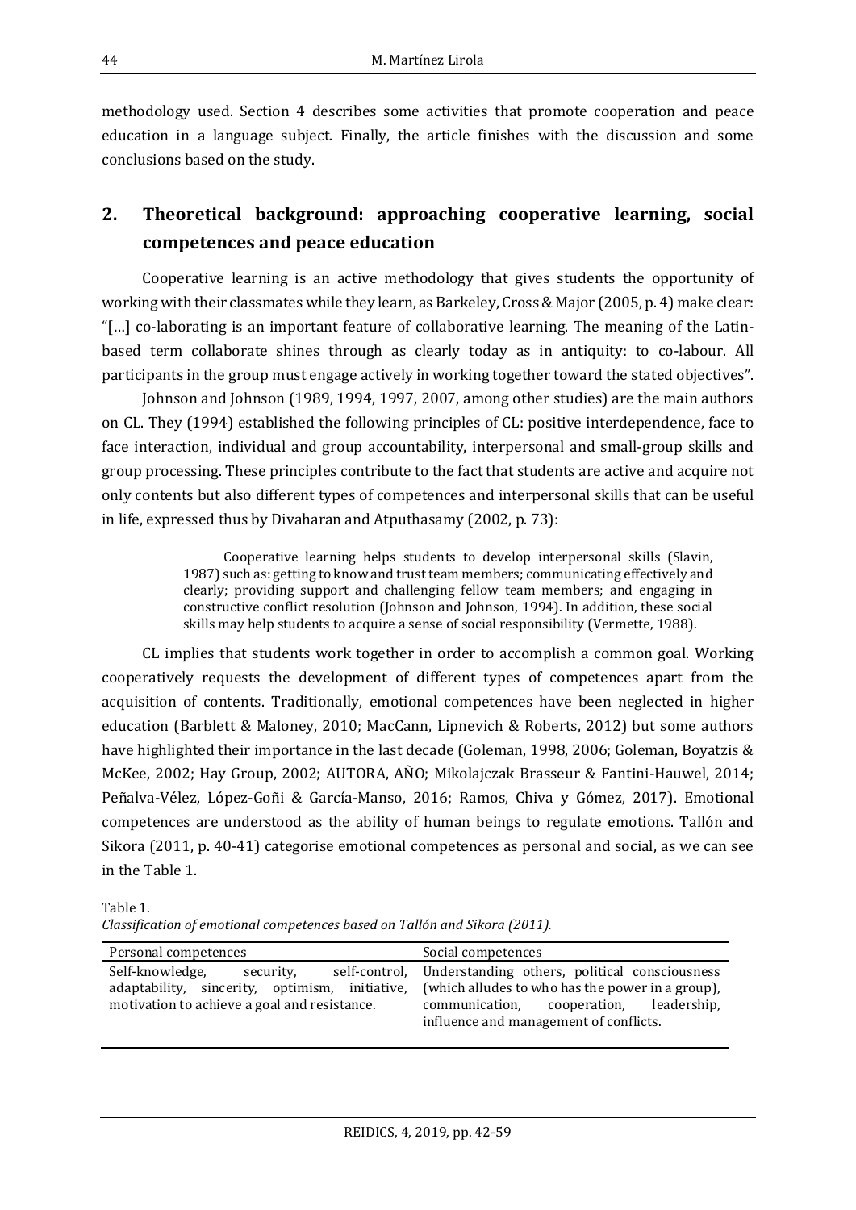methodology used. Section 4 describes some activities that promote cooperation and peace education in a language subject. Finally, the article finishes with the discussion and some conclusions based on the study.

## 2. Theoretical background: approaching cooperative learning, social competences and peace education

Cooperative learning is an active methodology that gives students the opportunity of working with their classmates while they learn, as Barkeley, Cross & Major (2005, p. 4) make clear: "[…] co-laborating is an important feature of collaborative learning. The meaning of the Latin-based term collaborate shines through as clearly today as in antiquity: to co-labour. All participants in the group must engage actively in working together toward the stated objectives".

Johnson and Johnson (1989, 1994, 1997, 2007, among other studies) are the main authors on CL. They (1994) established the following principles of CL: positive interdependence, face to face interaction, individual and group accountability, interpersonal and small-group skills and group processing. These principles contribute to the fact that students are active and acquire not only contents but also different types of competences and interpersonal skills that can be useful in life, expressed thus by Divaharan and Atputhasamy (2002, p. 73):

> Cooperative learning helps students to develop interpersonal skills (Slavin, 1987) such as: getting to know and trust team members; communicating effectively and clearly; providing support and challenging fellow team members; and engaging in constructive conflict resolution (Johnson and Johnson, 1994). In addition, these social skills may help students to acquire a sense of social responsibility (Vermette, 1988).

CL implies that students work together in order to accomplish a common goal. Working cooperatively requests the development of different types of competences apart from the acquisition of contents. Traditionally, emotional competences have been neglected in higher education (Barblett & Maloney, 2010; MacCann, Lipnevich & Roberts, 2012) but some authors have highlighted their importance in the last decade (Goleman, 1998, 2006; Goleman, Boyatzis & McKee, 2002; Hay Group, 2002; AUTORA, AÑO; Mikolajczak Brasseur & Fantini-Hauwel, 2014; Peñalva-Vélez, López-Goñi & García-Manso, 2016; Ramos, Chiva y Gómez, 2017). Emotional competences are understood as the ability of human beings to regulate emotions. Tallón and Sikora (2011, p. 40-41) categorise emotional competences as personal and social, as we can see in the Table 1.

Table 1.
*Classification of emotional competences based on Tallón and Sikora (2011).*

| Personal competences | Social competences |
|---|---|
| Self-knowledge, security, self-control, adaptability, sincerity, optimism, initiative, motivation to achieve a goal and resistance. | Understanding others, political consciousness (which alludes to who has the power in a group), communication, cooperation, leadership, influence and management of conflicts. |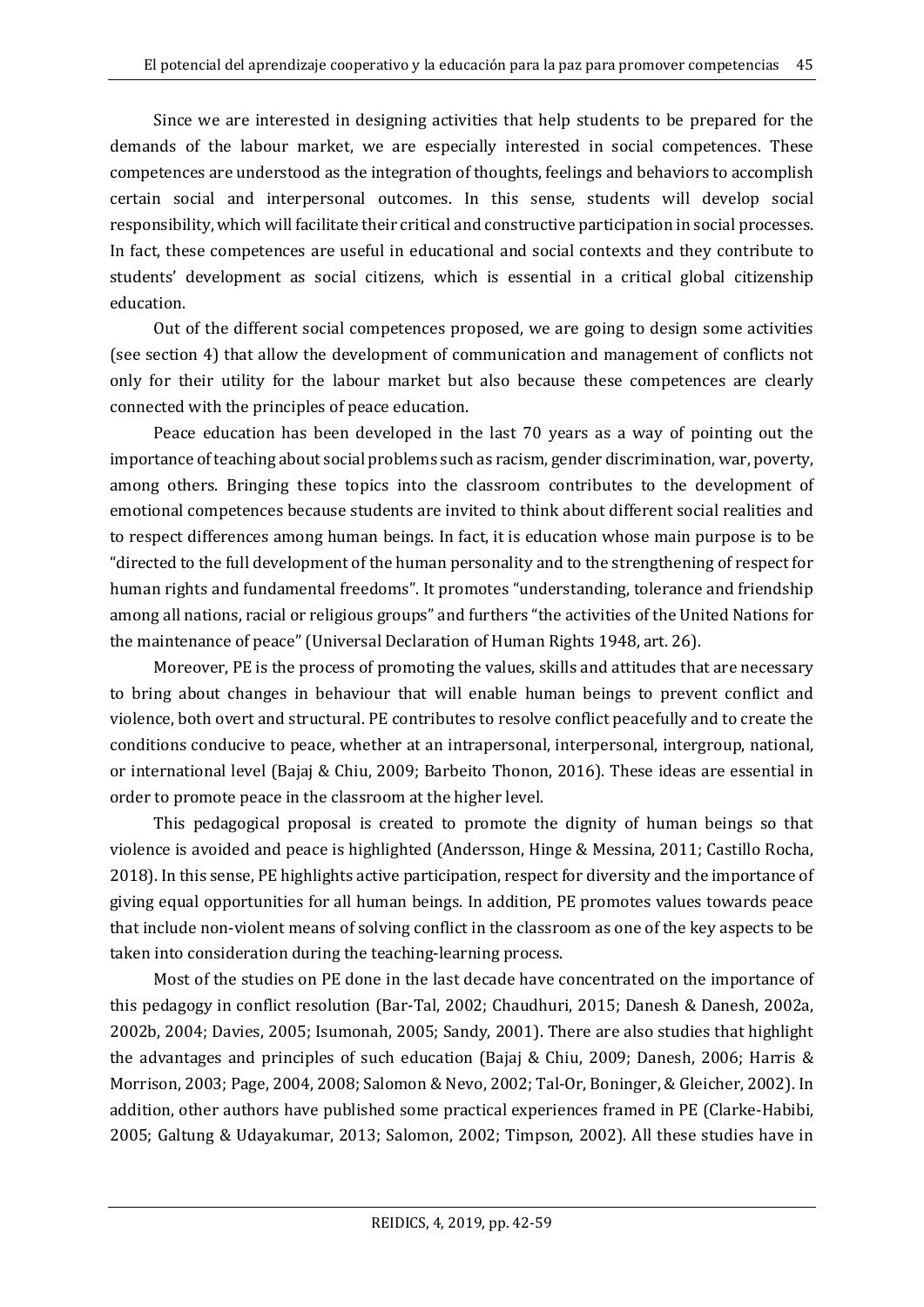Since we are interested in designing activities that help students to be prepared for the demands of the labour market, we are especially interested in social competences. These competences are understood as the integration of thoughts, feelings and behaviors to accomplish certain social and interpersonal outcomes. In this sense, students will develop social responsibility, which will facilitate their critical and constructive participation in social processes. In fact, these competences are useful in educational and social contexts and they contribute to students' development as social citizens, which is essential in a critical global citizenship education.

Out of the different social competences proposed, we are going to design some activities (see section 4) that allow the development of communication and management of conflicts not only for their utility for the labour market but also because these competences are clearly connected with the principles of peace education.

Peace education has been developed in the last 70 years as a way of pointing out the importance of teaching about social problems such as racism, gender discrimination, war, poverty, among others. Bringing these topics into the classroom contributes to the development of emotional competences because students are invited to think about different social realities and to respect differences among human beings. In fact, it is education whose main purpose is to be "directed to the full development of the human personality and to the strengthening of respect for human rights and fundamental freedoms". It promotes "understanding, tolerance and friendship among all nations, racial or religious groups" and furthers "the activities of the United Nations for the maintenance of peace" (Universal Declaration of Human Rights 1948, art. 26).

Moreover, PE is the process of promoting the values, skills and attitudes that are necessary to bring about changes in behaviour that will enable human beings to prevent conflict and violence, both overt and structural. PE contributes to resolve conflict peacefully and to create the conditions conducive to peace, whether at an intrapersonal, interpersonal, intergroup, national, or international level (Bajaj & Chiu, 2009; Barbeito Thonon, 2016). These ideas are essential in order to promote peace in the classroom at the higher level.

This pedagogical proposal is created to promote the dignity of human beings so that violence is avoided and peace is highlighted (Andersson, Hinge & Messina, 2011; Castillo Rocha, 2018). In this sense, PE highlights active participation, respect for diversity and the importance of giving equal opportunities for all human beings. In addition, PE promotes values towards peace that include non-violent means of solving conflict in the classroom as one of the key aspects to be taken into consideration during the teaching-learning process.

Most of the studies on PE done in the last decade have concentrated on the importance of this pedagogy in conflict resolution (Bar-Tal, 2002; Chaudhuri, 2015; Danesh & Danesh, 2002a, 2002b, 2004; Davies, 2005; Isumonah, 2005; Sandy, 2001). There are also studies that highlight the advantages and principles of such education (Bajaj & Chiu, 2009; Danesh, 2006; Harris & Morrison, 2003; Page, 2004, 2008; Salomon & Nevo, 2002; Tal-Or, Boninger, & Gleicher, 2002). In addition, other authors have published some practical experiences framed in PE (Clarke-Habibi, 2005; Galtung & Udayakumar, 2013; Salomon, 2002; Timpson, 2002). All these studies have in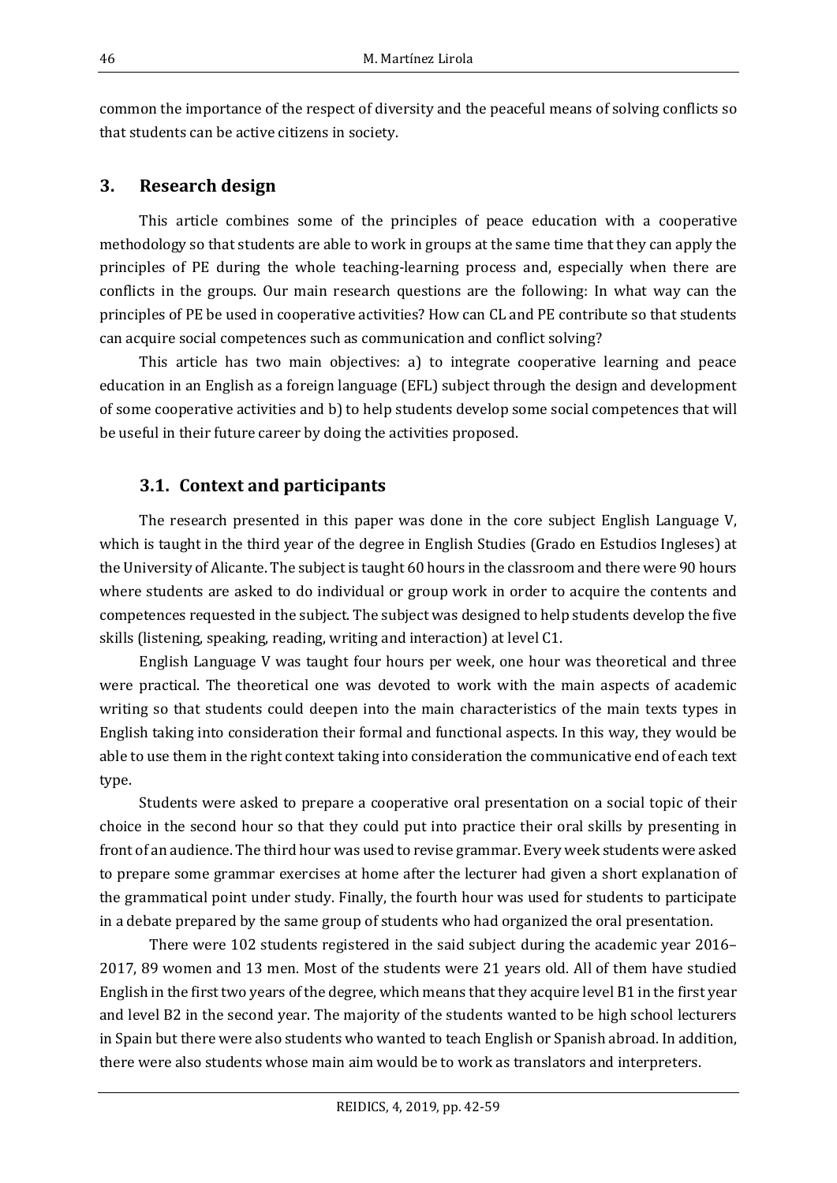common the importance of the respect of diversity and the peaceful means of solving conflicts so that students can be active citizens in society.

## 3. Research design

This article combines some of the principles of peace education with a cooperative methodology so that students are able to work in groups at the same time that they can apply the principles of PE during the whole teaching-learning process and, especially when there are conflicts in the groups. Our main research questions are the following: In what way can the principles of PE be used in cooperative activities? How can CL and PE contribute so that students can acquire social competences such as communication and conflict solving?

This article has two main objectives: a) to integrate cooperative learning and peace education in an English as a foreign language (EFL) subject through the design and development of some cooperative activities and b) to help students develop some social competences that will be useful in their future career by doing the activities proposed.

### 3.1. Context and participants

The research presented in this paper was done in the core subject English Language V, which is taught in the third year of the degree in English Studies (Grado en Estudios Ingleses) at the University of Alicante. The subject is taught 60 hours in the classroom and there were 90 hours where students are asked to do individual or group work in order to acquire the contents and competences requested in the subject. The subject was designed to help students develop the five skills (listening, speaking, reading, writing and interaction) at level C1.

English Language V was taught four hours per week, one hour was theoretical and three were practical. The theoretical one was devoted to work with the main aspects of academic writing so that students could deepen into the main characteristics of the main texts types in English taking into consideration their formal and functional aspects. In this way, they would be able to use them in the right context taking into consideration the communicative end of each text type.

Students were asked to prepare a cooperative oral presentation on a social topic of their choice in the second hour so that they could put into practice their oral skills by presenting in front of an audience. The third hour was used to revise grammar. Every week students were asked to prepare some grammar exercises at home after the lecturer had given a short explanation of the grammatical point under study. Finally, the fourth hour was used for students to participate in a debate prepared by the same group of students who had organized the oral presentation.

There were 102 students registered in the said subject during the academic year 2016–2017, 89 women and 13 men. Most of the students were 21 years old. All of them have studied English in the first two years of the degree, which means that they acquire level B1 in the first year and level B2 in the second year. The majority of the students wanted to be high school lecturers in Spain but there were also students who wanted to teach English or Spanish abroad. In addition, there were also students whose main aim would be to work as translators and interpreters.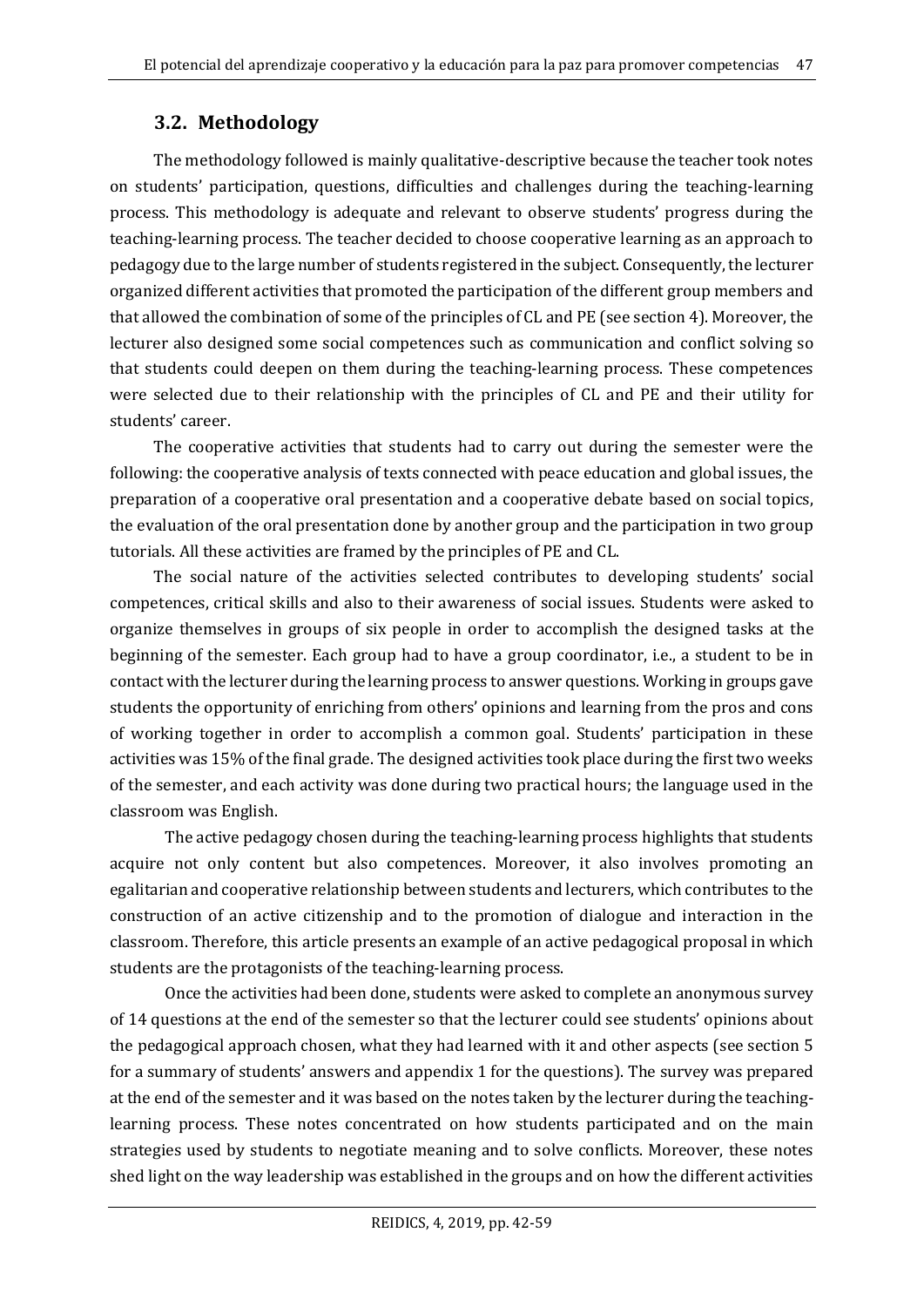## 3.2. Methodology

The methodology followed is mainly qualitative-descriptive because the teacher took notes on students' participation, questions, difficulties and challenges during the teaching-learning process. This methodology is adequate and relevant to observe students' progress during the teaching-learning process. The teacher decided to choose cooperative learning as an approach to pedagogy due to the large number of students registered in the subject. Consequently, the lecturer organized different activities that promoted the participation of the different group members and that allowed the combination of some of the principles of CL and PE (see section 4). Moreover, the lecturer also designed some social competences such as communication and conflict solving so that students could deepen on them during the teaching-learning process. These competences were selected due to their relationship with the principles of CL and PE and their utility for students' career.

The cooperative activities that students had to carry out during the semester were the following: the cooperative analysis of texts connected with peace education and global issues, the preparation of a cooperative oral presentation and a cooperative debate based on social topics, the evaluation of the oral presentation done by another group and the participation in two group tutorials. All these activities are framed by the principles of PE and CL.

The social nature of the activities selected contributes to developing students' social competences, critical skills and also to their awareness of social issues. Students were asked to organize themselves in groups of six people in order to accomplish the designed tasks at the beginning of the semester. Each group had to have a group coordinator, i.e., a student to be in contact with the lecturer during the learning process to answer questions. Working in groups gave students the opportunity of enriching from others' opinions and learning from the pros and cons of working together in order to accomplish a common goal. Students' participation in these activities was 15% of the final grade. The designed activities took place during the first two weeks of the semester, and each activity was done during two practical hours; the language used in the classroom was English.

The active pedagogy chosen during the teaching-learning process highlights that students acquire not only content but also competences. Moreover, it also involves promoting an egalitarian and cooperative relationship between students and lecturers, which contributes to the construction of an active citizenship and to the promotion of dialogue and interaction in the classroom. Therefore, this article presents an example of an active pedagogical proposal in which students are the protagonists of the teaching-learning process.

Once the activities had been done, students were asked to complete an anonymous survey of 14 questions at the end of the semester so that the lecturer could see students' opinions about the pedagogical approach chosen, what they had learned with it and other aspects (see section 5 for a summary of students' answers and appendix 1 for the questions). The survey was prepared at the end of the semester and it was based on the notes taken by the lecturer during the teaching-learning process. These notes concentrated on how students participated and on the main strategies used by students to negotiate meaning and to solve conflicts. Moreover, these notes shed light on the way leadership was established in the groups and on how the different activities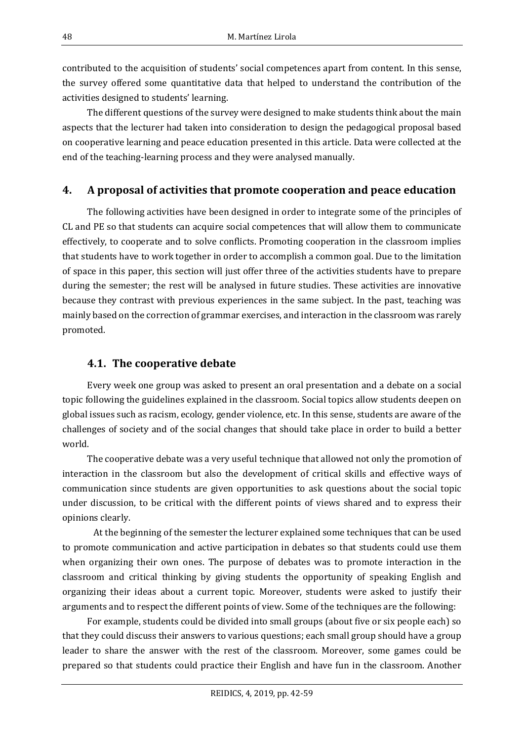contributed to the acquisition of students' social competences apart from content. In this sense, the survey offered some quantitative data that helped to understand the contribution of the activities designed to students' learning.

The different questions of the survey were designed to make students think about the main aspects that the lecturer had taken into consideration to design the pedagogical proposal based on cooperative learning and peace education presented in this article. Data were collected at the end of the teaching-learning process and they were analysed manually.

## 4. A proposal of activities that promote cooperation and peace education

The following activities have been designed in order to integrate some of the principles of CL and PE so that students can acquire social competences that will allow them to communicate effectively, to cooperate and to solve conflicts. Promoting cooperation in the classroom implies that students have to work together in order to accomplish a common goal. Due to the limitation of space in this paper, this section will just offer three of the activities students have to prepare during the semester; the rest will be analysed in future studies. These activities are innovative because they contrast with previous experiences in the same subject. In the past, teaching was mainly based on the correction of grammar exercises, and interaction in the classroom was rarely promoted.

### 4.1. The cooperative debate

Every week one group was asked to present an oral presentation and a debate on a social topic following the guidelines explained in the classroom. Social topics allow students deepen on global issues such as racism, ecology, gender violence, etc. In this sense, students are aware of the challenges of society and of the social changes that should take place in order to build a better world.

The cooperative debate was a very useful technique that allowed not only the promotion of interaction in the classroom but also the development of critical skills and effective ways of communication since students are given opportunities to ask questions about the social topic under discussion, to be critical with the different points of views shared and to express their opinions clearly.

At the beginning of the semester the lecturer explained some techniques that can be used to promote communication and active participation in debates so that students could use them when organizing their own ones. The purpose of debates was to promote interaction in the classroom and critical thinking by giving students the opportunity of speaking English and organizing their ideas about a current topic. Moreover, students were asked to justify their arguments and to respect the different points of view. Some of the techniques are the following:

For example, students could be divided into small groups (about five or six people each) so that they could discuss their answers to various questions; each small group should have a group leader to share the answer with the rest of the classroom. Moreover, some games could be prepared so that students could practice their English and have fun in the classroom. Another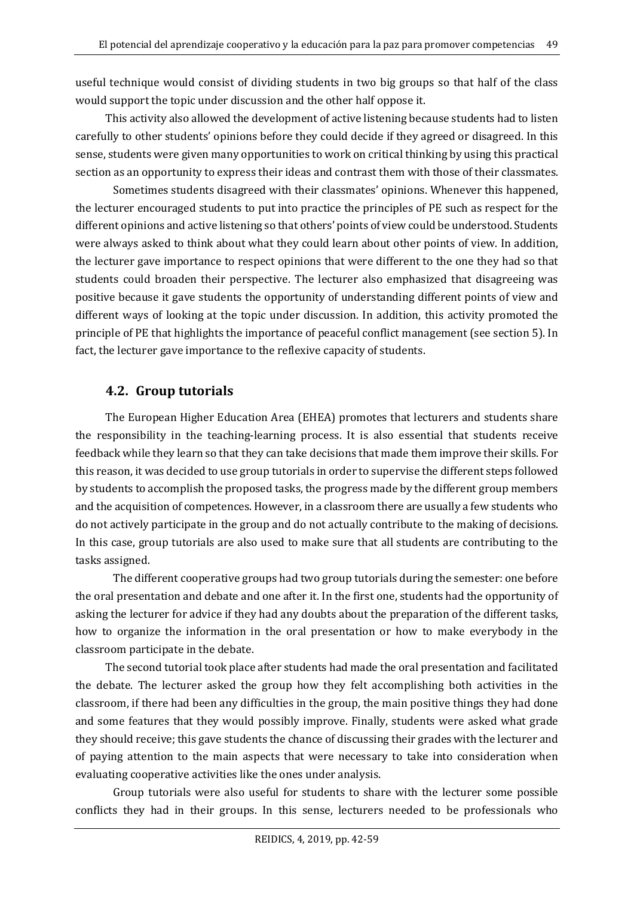useful technique would consist of dividing students in two big groups so that half of the class would support the topic under discussion and the other half oppose it.

This activity also allowed the development of active listening because students had to listen carefully to other students' opinions before they could decide if they agreed or disagreed. In this sense, students were given many opportunities to work on critical thinking by using this practical section as an opportunity to express their ideas and contrast them with those of their classmates.

Sometimes students disagreed with their classmates' opinions. Whenever this happened, the lecturer encouraged students to put into practice the principles of PE such as respect for the different opinions and active listening so that others' points of view could be understood. Students were always asked to think about what they could learn about other points of view. In addition, the lecturer gave importance to respect opinions that were different to the one they had so that students could broaden their perspective. The lecturer also emphasized that disagreeing was positive because it gave students the opportunity of understanding different points of view and different ways of looking at the topic under discussion. In addition, this activity promoted the principle of PE that highlights the importance of peaceful conflict management (see section 5). In fact, the lecturer gave importance to the reflexive capacity of students.

## 4.2. Group tutorials

The European Higher Education Area (EHEA) promotes that lecturers and students share the responsibility in the teaching-learning process. It is also essential that students receive feedback while they learn so that they can take decisions that made them improve their skills. For this reason, it was decided to use group tutorials in order to supervise the different steps followed by students to accomplish the proposed tasks, the progress made by the different group members and the acquisition of competences. However, in a classroom there are usually a few students who do not actively participate in the group and do not actually contribute to the making of decisions. In this case, group tutorials are also used to make sure that all students are contributing to the tasks assigned.

The different cooperative groups had two group tutorials during the semester: one before the oral presentation and debate and one after it. In the first one, students had the opportunity of asking the lecturer for advice if they had any doubts about the preparation of the different tasks, how to organize the information in the oral presentation or how to make everybody in the classroom participate in the debate.

The second tutorial took place after students had made the oral presentation and facilitated the debate. The lecturer asked the group how they felt accomplishing both activities in the classroom, if there had been any difficulties in the group, the main positive things they had done and some features that they would possibly improve. Finally, students were asked what grade they should receive; this gave students the chance of discussing their grades with the lecturer and of paying attention to the main aspects that were necessary to take into consideration when evaluating cooperative activities like the ones under analysis.

Group tutorials were also useful for students to share with the lecturer some possible conflicts they had in their groups. In this sense, lecturers needed to be professionals who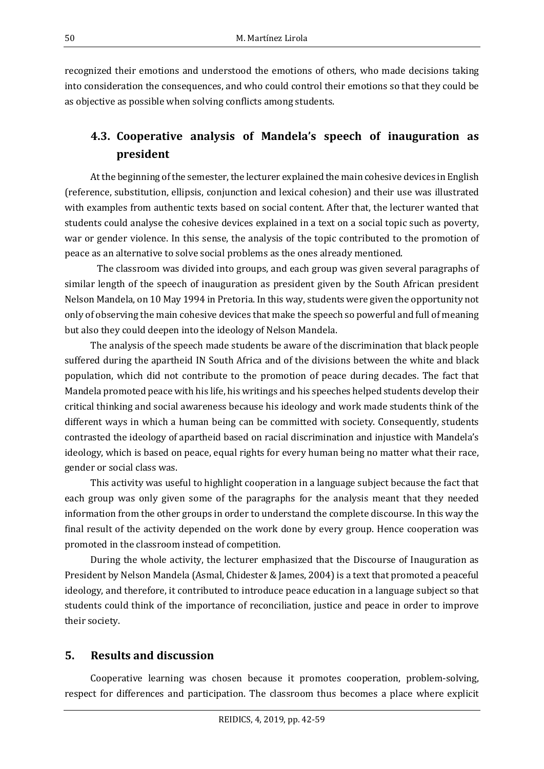recognized their emotions and understood the emotions of others, who made decisions taking into consideration the consequences, and who could control their emotions so that they could be as objective as possible when solving conflicts among students.

### 4.3. Cooperative analysis of Mandela's speech of inauguration as president

At the beginning of the semester, the lecturer explained the main cohesive devices in English (reference, substitution, ellipsis, conjunction and lexical cohesion) and their use was illustrated with examples from authentic texts based on social content. After that, the lecturer wanted that students could analyse the cohesive devices explained in a text on a social topic such as poverty, war or gender violence. In this sense, the analysis of the topic contributed to the promotion of peace as an alternative to solve social problems as the ones already mentioned.

The classroom was divided into groups, and each group was given several paragraphs of similar length of the speech of inauguration as president given by the South African president Nelson Mandela, on 10 May 1994 in Pretoria. In this way, students were given the opportunity not only of observing the main cohesive devices that make the speech so powerful and full of meaning but also they could deepen into the ideology of Nelson Mandela.

The analysis of the speech made students be aware of the discrimination that black people suffered during the apartheid IN South Africa and of the divisions between the white and black population, which did not contribute to the promotion of peace during decades. The fact that Mandela promoted peace with his life, his writings and his speeches helped students develop their critical thinking and social awareness because his ideology and work made students think of the different ways in which a human being can be committed with society. Consequently, students contrasted the ideology of apartheid based on racial discrimination and injustice with Mandela's ideology, which is based on peace, equal rights for every human being no matter what their race, gender or social class was.

This activity was useful to highlight cooperation in a language subject because the fact that each group was only given some of the paragraphs for the analysis meant that they needed information from the other groups in order to understand the complete discourse. In this way the final result of the activity depended on the work done by every group. Hence cooperation was promoted in the classroom instead of competition.

During the whole activity, the lecturer emphasized that the Discourse of Inauguration as President by Nelson Mandela (Asmal, Chidester & James, 2004) is a text that promoted a peaceful ideology, and therefore, it contributed to introduce peace education in a language subject so that students could think of the importance of reconciliation, justice and peace in order to improve their society.

## 5. Results and discussion

Cooperative learning was chosen because it promotes cooperation, problem-solving, respect for differences and participation. The classroom thus becomes a place where explicit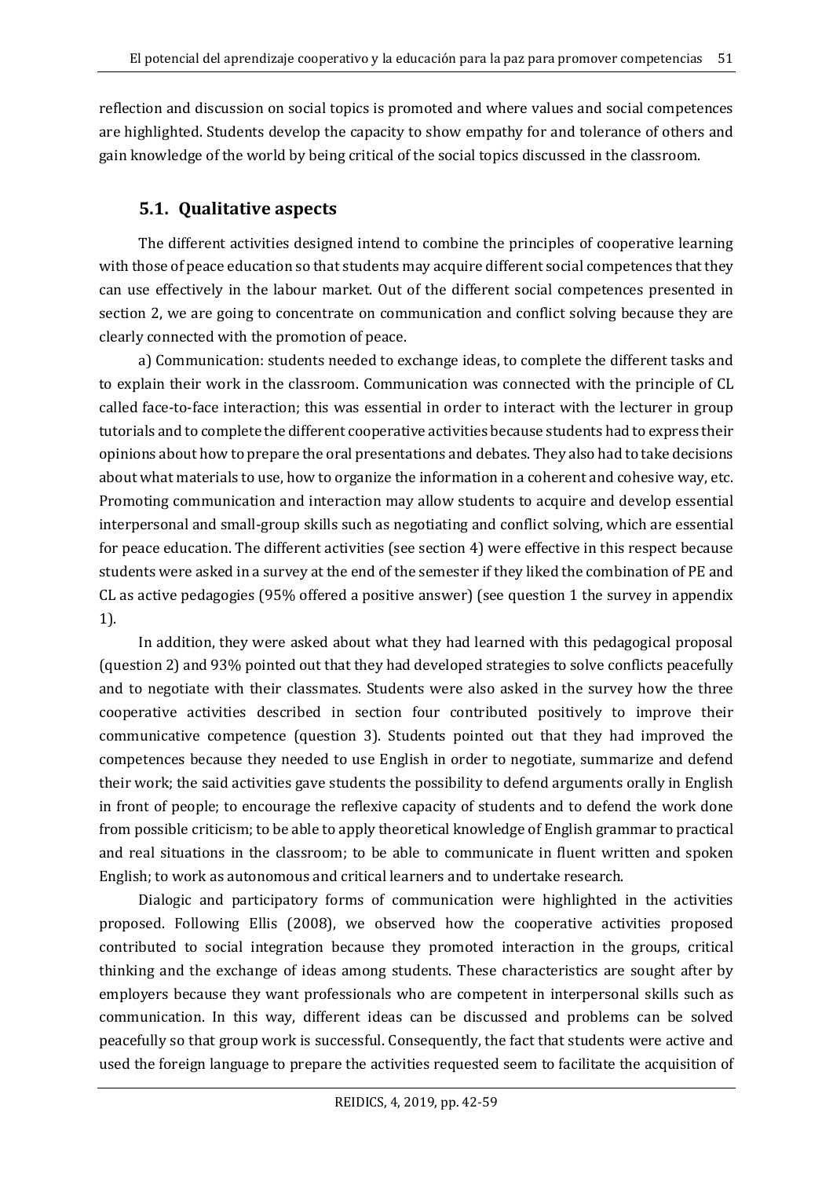reflection and discussion on social topics is promoted and where values and social competences are highlighted. Students develop the capacity to show empathy for and tolerance of others and gain knowledge of the world by being critical of the social topics discussed in the classroom.

## 5.1. Qualitative aspects

The different activities designed intend to combine the principles of cooperative learning with those of peace education so that students may acquire different social competences that they can use effectively in the labour market. Out of the different social competences presented in section 2, we are going to concentrate on communication and conflict solving because they are clearly connected with the promotion of peace.

a) Communication: students needed to exchange ideas, to complete the different tasks and to explain their work in the classroom. Communication was connected with the principle of CL called face-to-face interaction; this was essential in order to interact with the lecturer in group tutorials and to complete the different cooperative activities because students had to express their opinions about how to prepare the oral presentations and debates. They also had to take decisions about what materials to use, how to organize the information in a coherent and cohesive way, etc. Promoting communication and interaction may allow students to acquire and develop essential interpersonal and small-group skills such as negotiating and conflict solving, which are essential for peace education. The different activities (see section 4) were effective in this respect because students were asked in a survey at the end of the semester if they liked the combination of PE and CL as active pedagogies (95% offered a positive answer) (see question 1 the survey in appendix 1).

In addition, they were asked about what they had learned with this pedagogical proposal (question 2) and 93% pointed out that they had developed strategies to solve conflicts peacefully and to negotiate with their classmates. Students were also asked in the survey how the three cooperative activities described in section four contributed positively to improve their communicative competence (question 3). Students pointed out that they had improved the competences because they needed to use English in order to negotiate, summarize and defend their work; the said activities gave students the possibility to defend arguments orally in English in front of people; to encourage the reflexive capacity of students and to defend the work done from possible criticism; to be able to apply theoretical knowledge of English grammar to practical and real situations in the classroom; to be able to communicate in fluent written and spoken English; to work as autonomous and critical learners and to undertake research.

Dialogic and participatory forms of communication were highlighted in the activities proposed. Following Ellis (2008), we observed how the cooperative activities proposed contributed to social integration because they promoted interaction in the groups, critical thinking and the exchange of ideas among students. These characteristics are sought after by employers because they want professionals who are competent in interpersonal skills such as communication. In this way, different ideas can be discussed and problems can be solved peacefully so that group work is successful. Consequently, the fact that students were active and used the foreign language to prepare the activities requested seem to facilitate the acquisition of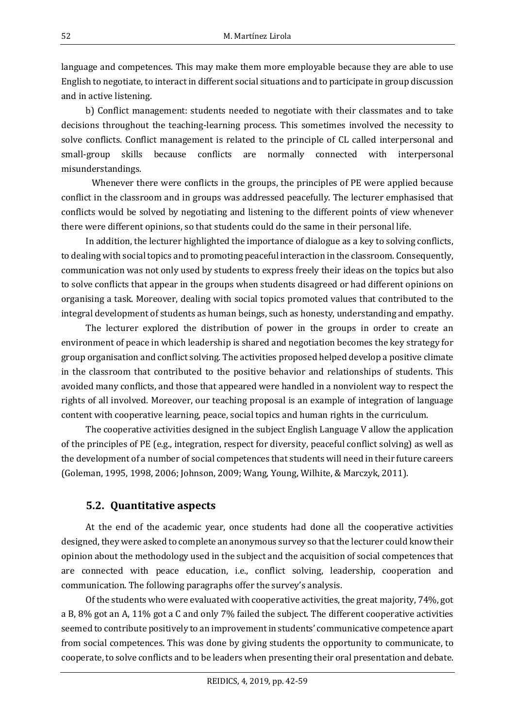language and competences. This may make them more employable because they are able to use English to negotiate, to interact in different social situations and to participate in group discussion and in active listening.

b) Conflict management: students needed to negotiate with their classmates and to take decisions throughout the teaching-learning process. This sometimes involved the necessity to solve conflicts. Conflict management is related to the principle of CL called interpersonal and small-group skills because conflicts are normally connected with interpersonal misunderstandings.

Whenever there were conflicts in the groups, the principles of PE were applied because conflict in the classroom and in groups was addressed peacefully. The lecturer emphasised that conflicts would be solved by negotiating and listening to the different points of view whenever there were different opinions, so that students could do the same in their personal life.

In addition, the lecturer highlighted the importance of dialogue as a key to solving conflicts, to dealing with social topics and to promoting peaceful interaction in the classroom. Consequently, communication was not only used by students to express freely their ideas on the topics but also to solve conflicts that appear in the groups when students disagreed or had different opinions on organising a task. Moreover, dealing with social topics promoted values that contributed to the integral development of students as human beings, such as honesty, understanding and empathy.

The lecturer explored the distribution of power in the groups in order to create an environment of peace in which leadership is shared and negotiation becomes the key strategy for group organisation and conflict solving. The activities proposed helped develop a positive climate in the classroom that contributed to the positive behavior and relationships of students. This avoided many conflicts, and those that appeared were handled in a nonviolent way to respect the rights of all involved. Moreover, our teaching proposal is an example of integration of language content with cooperative learning, peace, social topics and human rights in the curriculum.

The cooperative activities designed in the subject English Language V allow the application of the principles of PE (e.g., integration, respect for diversity, peaceful conflict solving) as well as the development of a number of social competences that students will need in their future careers (Goleman, 1995, 1998, 2006; Johnson, 2009; Wang, Young, Wilhite, & Marczyk, 2011).

## 5.2. Quantitative aspects

At the end of the academic year, once students had done all the cooperative activities designed, they were asked to complete an anonymous survey so that the lecturer could know their opinion about the methodology used in the subject and the acquisition of social competences that are connected with peace education, i.e., conflict solving, leadership, cooperation and communication. The following paragraphs offer the survey's analysis.

Of the students who were evaluated with cooperative activities, the great majority, 74%, got a B, 8% got an A, 11% got a C and only 7% failed the subject. The different cooperative activities seemed to contribute positively to an improvement in students' communicative competence apart from social competences. This was done by giving students the opportunity to communicate, to cooperate, to solve conflicts and to be leaders when presenting their oral presentation and debate.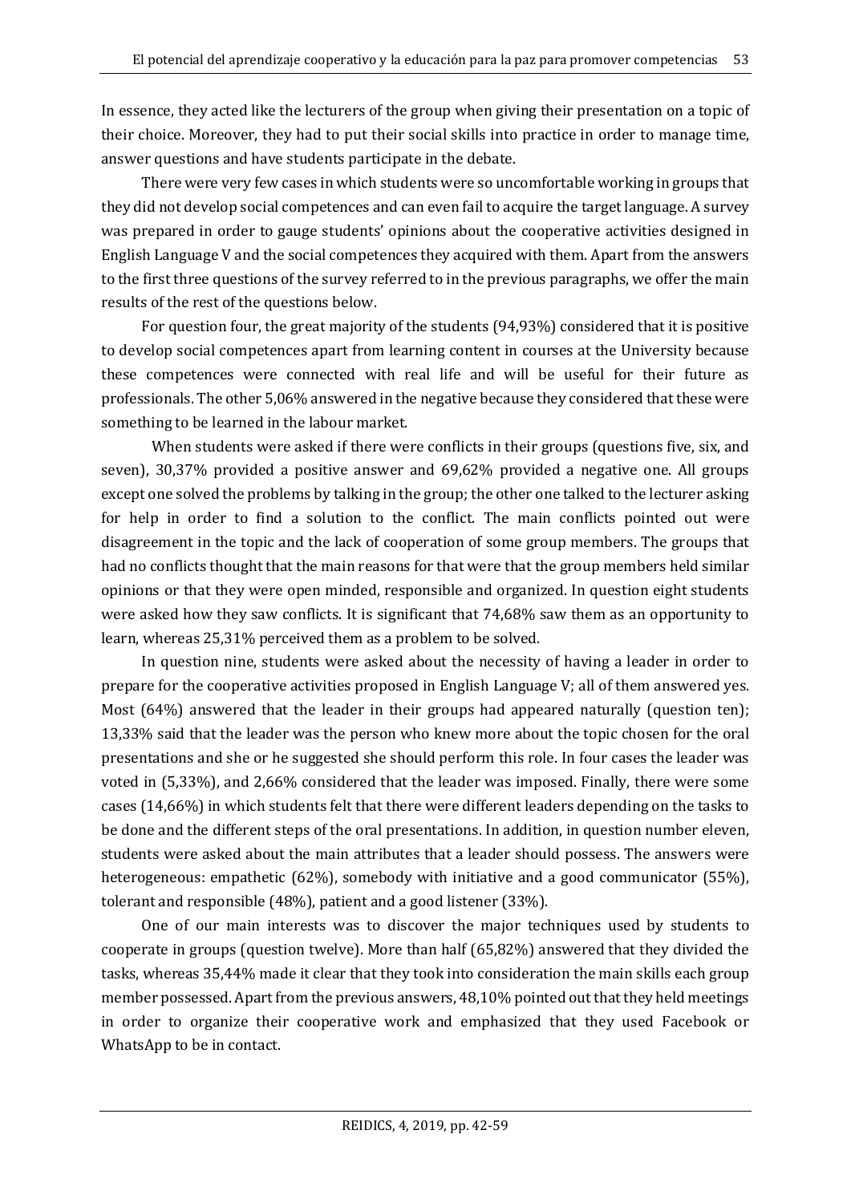In essence, they acted like the lecturers of the group when giving their presentation on a topic of their choice. Moreover, they had to put their social skills into practice in order to manage time, answer questions and have students participate in the debate.

There were very few cases in which students were so uncomfortable working in groups that they did not develop social competences and can even fail to acquire the target language. A survey was prepared in order to gauge students' opinions about the cooperative activities designed in English Language V and the social competences they acquired with them. Apart from the answers to the first three questions of the survey referred to in the previous paragraphs, we offer the main results of the rest of the questions below.

For question four, the great majority of the students (94,93%) considered that it is positive to develop social competences apart from learning content in courses at the University because these competences were connected with real life and will be useful for their future as professionals. The other 5,06% answered in the negative because they considered that these were something to be learned in the labour market.

When students were asked if there were conflicts in their groups (questions five, six, and seven), 30,37% provided a positive answer and 69,62% provided a negative one. All groups except one solved the problems by talking in the group; the other one talked to the lecturer asking for help in order to find a solution to the conflict. The main conflicts pointed out were disagreement in the topic and the lack of cooperation of some group members. The groups that had no conflicts thought that the main reasons for that were that the group members held similar opinions or that they were open minded, responsible and organized. In question eight students were asked how they saw conflicts. It is significant that 74,68% saw them as an opportunity to learn, whereas 25,31% perceived them as a problem to be solved.

In question nine, students were asked about the necessity of having a leader in order to prepare for the cooperative activities proposed in English Language V; all of them answered yes. Most (64%) answered that the leader in their groups had appeared naturally (question ten); 13,33% said that the leader was the person who knew more about the topic chosen for the oral presentations and she or he suggested she should perform this role. In four cases the leader was voted in (5,33%), and 2,66% considered that the leader was imposed. Finally, there were some cases (14,66%) in which students felt that there were different leaders depending on the tasks to be done and the different steps of the oral presentations. In addition, in question number eleven, students were asked about the main attributes that a leader should possess. The answers were heterogeneous: empathetic (62%), somebody with initiative and a good communicator (55%), tolerant and responsible (48%), patient and a good listener (33%).

One of our main interests was to discover the major techniques used by students to cooperate in groups (question twelve). More than half (65,82%) answered that they divided the tasks, whereas 35,44% made it clear that they took into consideration the main skills each group member possessed. Apart from the previous answers, 48,10% pointed out that they held meetings in order to organize their cooperative work and emphasized that they used Facebook or WhatsApp to be in contact.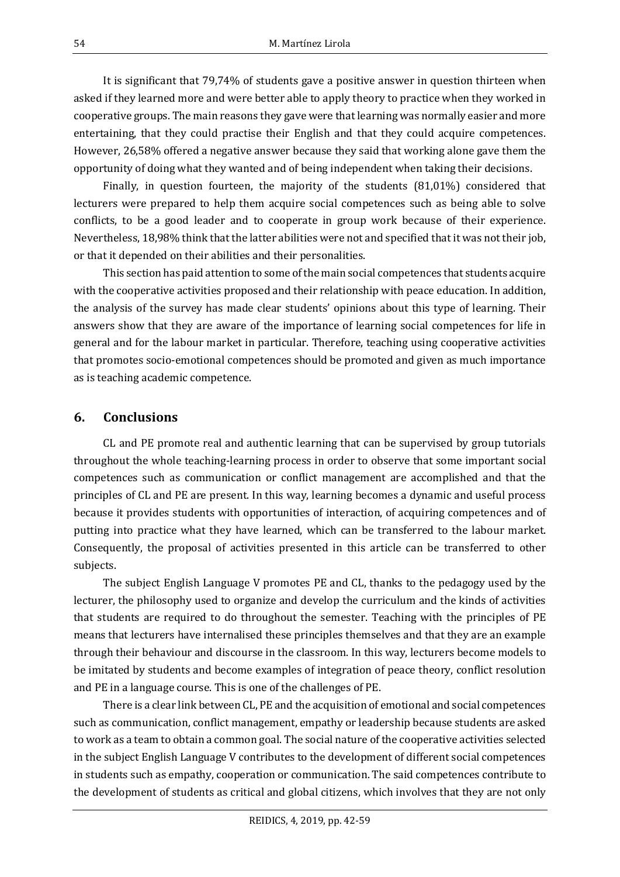It is significant that 79,74% of students gave a positive answer in question thirteen when asked if they learned more and were better able to apply theory to practice when they worked in cooperative groups. The main reasons they gave were that learning was normally easier and more entertaining, that they could practise their English and that they could acquire competences. However, 26,58% offered a negative answer because they said that working alone gave them the opportunity of doing what they wanted and of being independent when taking their decisions.

Finally, in question fourteen, the majority of the students (81,01%) considered that lecturers were prepared to help them acquire social competences such as being able to solve conflicts, to be a good leader and to cooperate in group work because of their experience. Nevertheless, 18,98% think that the latter abilities were not and specified that it was not their job, or that it depended on their abilities and their personalities.

This section has paid attention to some of the main social competences that students acquire with the cooperative activities proposed and their relationship with peace education. In addition, the analysis of the survey has made clear students' opinions about this type of learning. Their answers show that they are aware of the importance of learning social competences for life in general and for the labour market in particular. Therefore, teaching using cooperative activities that promotes socio-emotional competences should be promoted and given as much importance as is teaching academic competence.

## 6. Conclusions

CL and PE promote real and authentic learning that can be supervised by group tutorials throughout the whole teaching-learning process in order to observe that some important social competences such as communication or conflict management are accomplished and that the principles of CL and PE are present. In this way, learning becomes a dynamic and useful process because it provides students with opportunities of interaction, of acquiring competences and of putting into practice what they have learned, which can be transferred to the labour market. Consequently, the proposal of activities presented in this article can be transferred to other subjects.

The subject English Language V promotes PE and CL, thanks to the pedagogy used by the lecturer, the philosophy used to organize and develop the curriculum and the kinds of activities that students are required to do throughout the semester. Teaching with the principles of PE means that lecturers have internalised these principles themselves and that they are an example through their behaviour and discourse in the classroom. In this way, lecturers become models to be imitated by students and become examples of integration of peace theory, conflict resolution and PE in a language course. This is one of the challenges of PE.

There is a clear link between CL, PE and the acquisition of emotional and social competences such as communication, conflict management, empathy or leadership because students are asked to work as a team to obtain a common goal. The social nature of the cooperative activities selected in the subject English Language V contributes to the development of different social competences in students such as empathy, cooperation or communication. The said competences contribute to the development of students as critical and global citizens, which involves that they are not only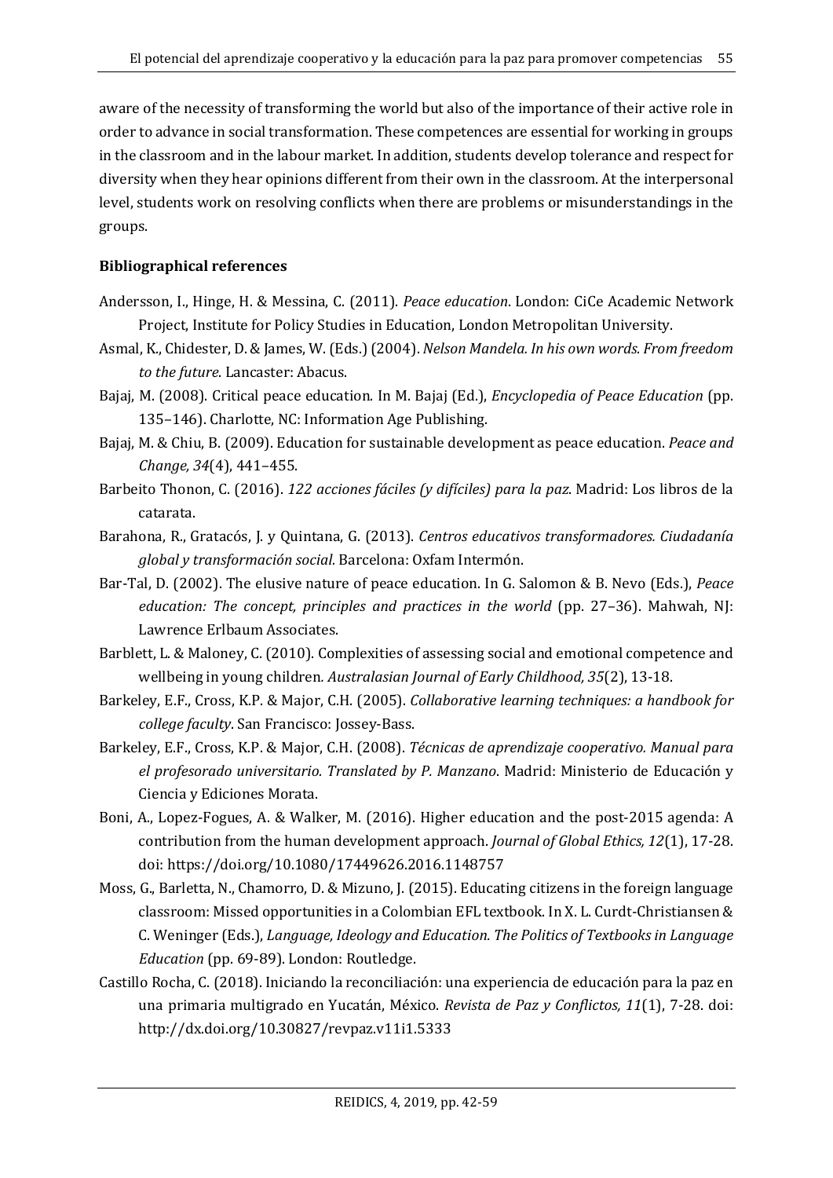aware of the necessity of transforming the world but also of the importance of their active role in order to advance in social transformation. These competences are essential for working in groups in the classroom and in the labour market. In addition, students develop tolerance and respect for diversity when they hear opinions different from their own in the classroom. At the interpersonal level, students work on resolving conflicts when there are problems or misunderstandings in the groups.

**Bibliographical references**

Andersson, I., Hinge, H. & Messina, C. (2011). *Peace education*. London: CiCe Academic Network Project, Institute for Policy Studies in Education, London Metropolitan University.

Asmal, K., Chidester, D. & James, W. (Eds.) (2004). *Nelson Mandela. In his own words. From freedom to the future*. Lancaster: Abacus.

Bajaj, M. (2008). Critical peace education. In M. Bajaj (Ed.), *Encyclopedia of Peace Education* (pp. 135–146). Charlotte, NC: Information Age Publishing.

Bajaj, M. & Chiu, B. (2009). Education for sustainable development as peace education. *Peace and Change, 34*(4), 441–455.

Barbeito Thonon, C. (2016). *122 acciones fáciles (y difíciles) para la paz*. Madrid: Los libros de la catarata.

Barahona, R., Gratacós, J. y Quintana, G. (2013). *Centros educativos transformadores. Ciudadanía global y transformación social*. Barcelona: Oxfam Intermón.

Bar-Tal, D. (2002). The elusive nature of peace education. In G. Salomon & B. Nevo (Eds.), *Peace education: The concept, principles and practices in the world* (pp. 27–36). Mahwah, NJ: Lawrence Erlbaum Associates.

Barblett, L. & Maloney, C. (2010). Complexities of assessing social and emotional competence and wellbeing in young children. *Australasian Journal of Early Childhood, 35*(2), 13-18.

Barkeley, E.F., Cross, K.P. & Major, C.H. (2005). *Collaborative learning techniques: a handbook for college faculty*. San Francisco: Jossey-Bass.

Barkeley, E.F., Cross, K.P. & Major, C.H. (2008). *Técnicas de aprendizaje cooperativo. Manual para el profesorado universitario. Translated by P. Manzano*. Madrid: Ministerio de Educación y Ciencia y Ediciones Morata.

Boni, A., Lopez-Fogues, A. & Walker, M. (2016). Higher education and the post-2015 agenda: A contribution from the human development approach. *Journal of Global Ethics, 12*(1), 17-28. doi: https://doi.org/10.1080/17449626.2016.1148757

Moss, G., Barletta, N., Chamorro, D. & Mizuno, J. (2015). Educating citizens in the foreign language classroom: Missed opportunities in a Colombian EFL textbook. In X. L. Curdt-Christiansen & C. Weninger (Eds.), *Language, Ideology and Education. The Politics of Textbooks in Language Education* (pp. 69-89). London: Routledge.

Castillo Rocha, C. (2018). Iniciando la reconciliación: una experiencia de educación para la paz en una primaria multigrado en Yucatán, México. *Revista de Paz y Conflictos, 11*(1), 7-28. doi: http://dx.doi.org/10.30827/revpaz.v11i1.5333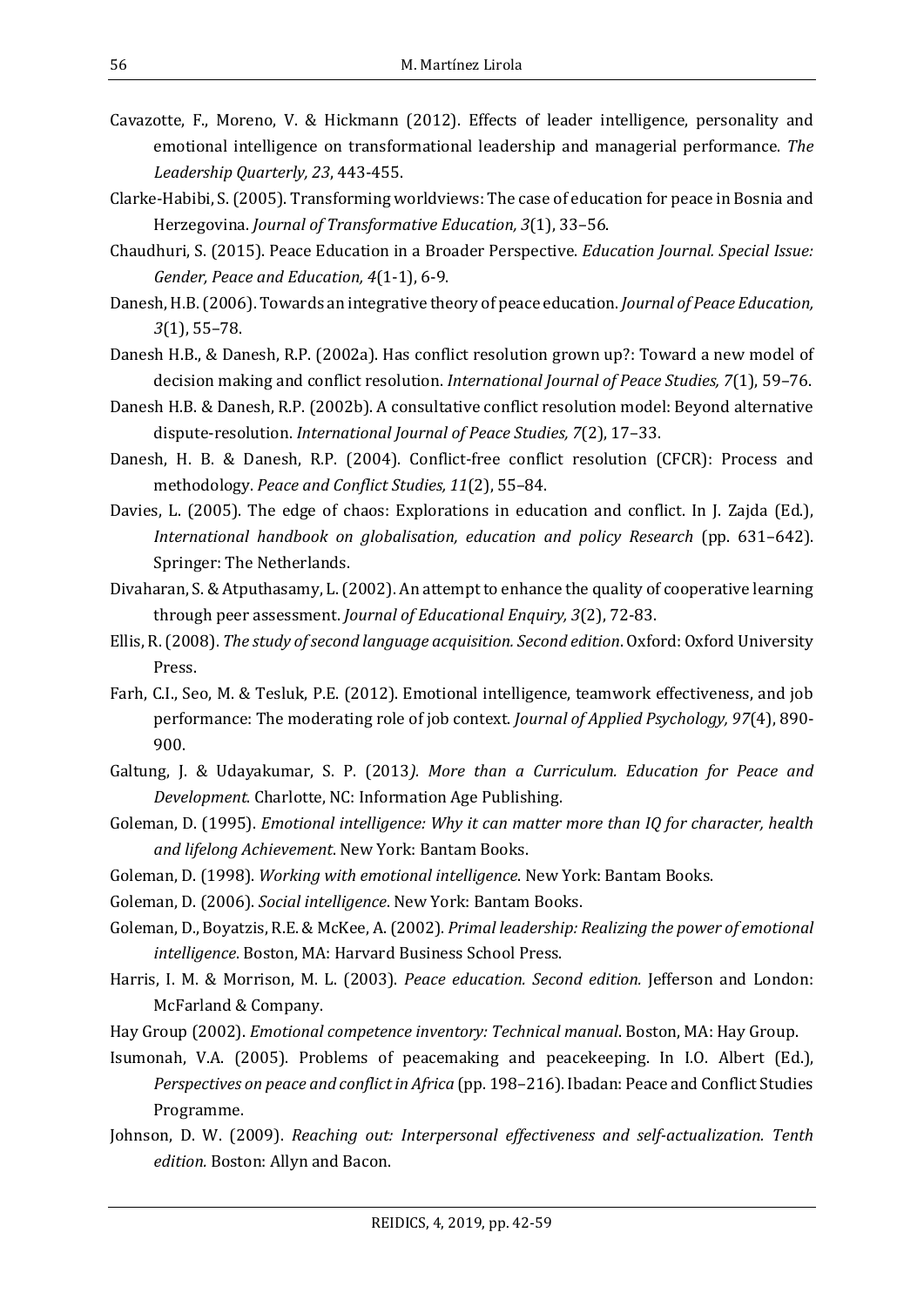Cavazotte, F., Moreno, V. & Hickmann (2012). Effects of leader intelligence, personality and emotional intelligence on transformational leadership and managerial performance. *The Leadership Quarterly, 23*, 443-455.

Clarke-Habibi, S. (2005). Transforming worldviews: The case of education for peace in Bosnia and Herzegovina. *Journal of Transformative Education, 3*(1), 33–56.

Chaudhuri, S. (2015). Peace Education in a Broader Perspective. *Education Journal. Special Issue: Gender, Peace and Education, 4*(1-1), 6-9.

Danesh, H.B. (2006). Towards an integrative theory of peace education. *Journal of Peace Education, 3*(1), 55–78.

Danesh H.B., & Danesh, R.P. (2002a). Has conflict resolution grown up?: Toward a new model of decision making and conflict resolution. *International Journal of Peace Studies, 7*(1), 59–76.

Danesh H.B. & Danesh, R.P. (2002b). A consultative conflict resolution model: Beyond alternative dispute-resolution. *International Journal of Peace Studies, 7*(2), 17–33.

Danesh, H. B. & Danesh, R.P. (2004). Conflict-free conflict resolution (CFCR): Process and methodology. *Peace and Conflict Studies, 11*(2), 55–84.

Davies, L. (2005). The edge of chaos: Explorations in education and conflict. In J. Zajda (Ed.), *International handbook on globalisation, education and policy Research* (pp. 631–642). Springer: The Netherlands.

Divaharan, S. & Atputhasamy, L. (2002). An attempt to enhance the quality of cooperative learning through peer assessment. *Journal of Educational Enquiry, 3*(2), 72-83.

Ellis, R. (2008). *The study of second language acquisition. Second edition*. Oxford: Oxford University Press.

Farh, C.I., Seo, M. & Tesluk, P.E. (2012). Emotional intelligence, teamwork effectiveness, and job performance: The moderating role of job context. *Journal of Applied Psychology, 97*(4), 890-900.

Galtung, J. & Udayakumar, S. P. (2013*). More than a Curriculum. Education for Peace and Development*. Charlotte, NC: Information Age Publishing.

Goleman, D. (1995). *Emotional intelligence: Why it can matter more than IQ for character, health and lifelong Achievement*. New York: Bantam Books.

Goleman, D. (1998). *Working with emotional intelligence*. New York: Bantam Books.

Goleman, D. (2006). *Social intelligence*. New York: Bantam Books.

Goleman, D., Boyatzis, R.E. & McKee, A. (2002). *Primal leadership: Realizing the power of emotional intelligence*. Boston, MA: Harvard Business School Press.

Harris, I. M. & Morrison, M. L. (2003). *Peace education. Second edition.* Jefferson and London: McFarland & Company.

Hay Group (2002). *Emotional competence inventory: Technical manual*. Boston, MA: Hay Group.

Isumonah, V.A. (2005). Problems of peacemaking and peacekeeping. In I.O. Albert (Ed.), *Perspectives on peace and conflict in Africa* (pp. 198–216). Ibadan: Peace and Conflict Studies Programme.

Johnson, D. W. (2009). *Reaching out: Interpersonal effectiveness and self-actualization. Tenth edition.* Boston: Allyn and Bacon.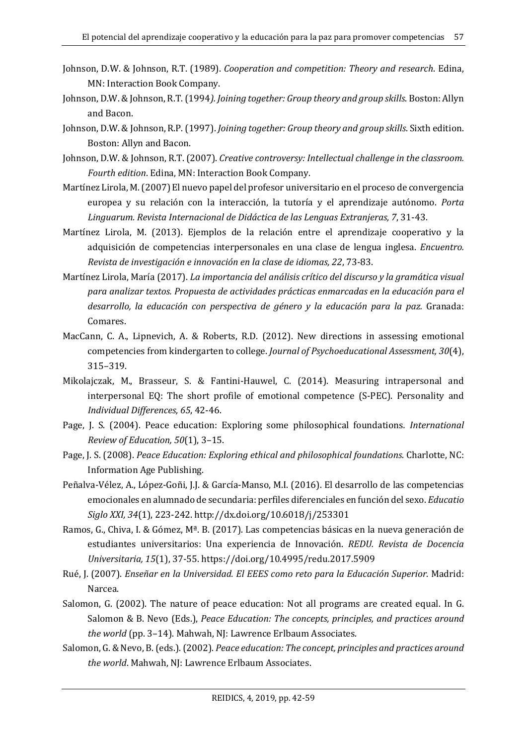Johnson, D.W. & Johnson, R.T. (1989). *Cooperation and competition: Theory and research*. Edina, MN: Interaction Book Company.

Johnson, D.W. & Johnson, R.T. (1994*). Joining together: Group theory and group skills*. Boston: Allyn and Bacon.

Johnson, D.W. & Johnson, R.P. (1997). *Joining together: Group theory and group skills*. Sixth edition. Boston: Allyn and Bacon.

Johnson, D.W. & Johnson, R.T. (2007). *Creative controversy: Intellectual challenge in the classroom. Fourth edition*. Edina, MN: Interaction Book Company.

Martínez Lirola, M. (2007) El nuevo papel del profesor universitario en el proceso de convergencia europea y su relación con la interacción, la tutoría y el aprendizaje autónomo. *Porta Linguarum. Revista Internacional de Didáctica de las Lenguas Extranjeras, 7*, 31-43.

Martínez Lirola, M. (2013). Ejemplos de la relación entre el aprendizaje cooperativo y la adquisición de competencias interpersonales en una clase de lengua inglesa. *Encuentro. Revista de investigación e innovación en la clase de idiomas, 22*, 73-83.

Martínez Lirola, María (2017). *La importancia del análisis crítico del discurso y la gramática visual para analizar textos. Propuesta de actividades prácticas enmarcadas en la educación para el desarrollo, la educación con perspectiva de género y la educación para la paz.* Granada: Comares.

MacCann, C. A., Lipnevich, A. & Roberts, R.D. (2012). New directions in assessing emotional competencies from kindergarten to college. *Journal of Psychoeducational Assessment, 30*(4), 315–319.

Mikolajczak, M., Brasseur, S. & Fantini-Hauwel, C. (2014). Measuring intrapersonal and interpersonal EQ: The short profile of emotional competence (S-PEC). Personality and *Individual Differences, 65*, 42-46.

Page, J. S. (2004). Peace education: Exploring some philosophical foundations. *International Review of Education, 50*(1), 3–15.

Page, J. S. (2008). *Peace Education: Exploring ethical and philosophical foundations*. Charlotte, NC: Information Age Publishing.

Peñalva-Vélez, A., López-Goñi, J.J. & García-Manso, M.I. (2016). El desarrollo de las competencias emocionales en alumnado de secundaria: perfiles diferenciales en función del sexo. *Educatio Siglo XXI, 34*(1), 223-242. http://dx.doi.org/10.6018/j/253301

Ramos, G., Chiva, I. & Gómez, Mª. B. (2017). Las competencias básicas en la nueva generación de estudiantes universitarios: Una experiencia de Innovación. *REDU. Revista de Docencia Universitaria, 15*(1), 37-55. https://doi.org/10.4995/redu.2017.5909

Rué, J. (2007). *Enseñar en la Universidad. El EEES como reto para la Educación Superior*. Madrid: Narcea.

Salomon, G. (2002). The nature of peace education: Not all programs are created equal. In G. Salomon & B. Nevo (Eds.), *Peace Education: The concepts, principles, and practices around the world* (pp. 3–14). Mahwah, NJ: Lawrence Erlbaum Associates.

Salomon, G. & Nevo, B. (eds.). (2002). *Peace education: The concept, principles and practices around the world*. Mahwah, NJ: Lawrence Erlbaum Associates.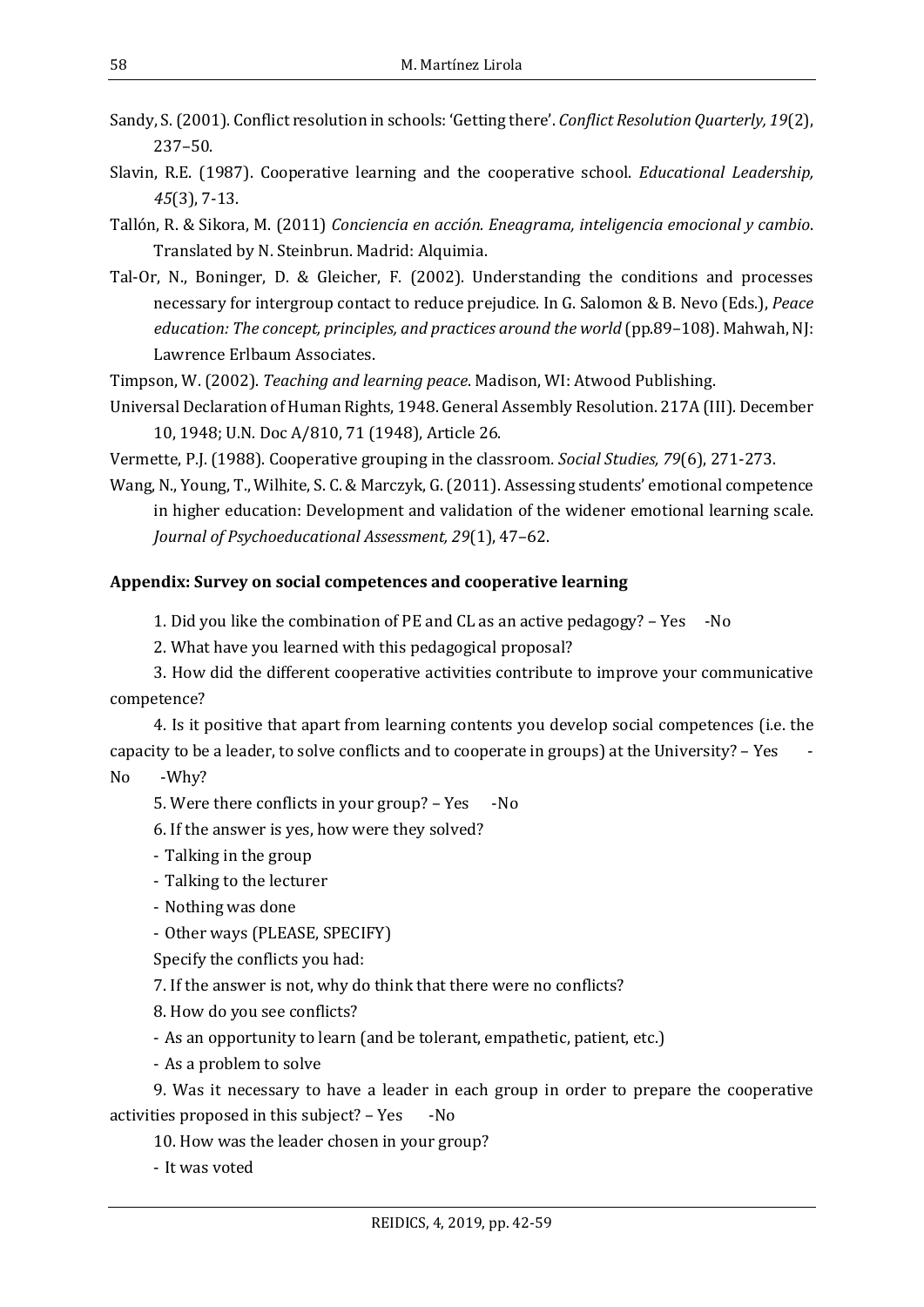Sandy, S. (2001). Conflict resolution in schools: 'Getting there'. *Conflict Resolution Quarterly, 19*(2), 237–50.

Slavin, R.E. (1987). Cooperative learning and the cooperative school. *Educational Leadership, 45*(3), 7-13.

Tallón, R. & Sikora, M. (2011) *Conciencia en acción. Eneagrama, inteligencia emocional y cambio*. Translated by N. Steinbrun. Madrid: Alquimia.

Tal-Or, N., Boninger, D. & Gleicher, F. (2002). Understanding the conditions and processes necessary for intergroup contact to reduce prejudice. In G. Salomon & B. Nevo (Eds.), *Peace education: The concept, principles, and practices around the world* (pp.89–108). Mahwah, NJ: Lawrence Erlbaum Associates.

Timpson, W. (2002). *Teaching and learning peace*. Madison, WI: Atwood Publishing.

Universal Declaration of Human Rights, 1948. General Assembly Resolution. 217A (III). December 10, 1948; U.N. Doc A/810, 71 (1948), Article 26.

Vermette, P.J. (1988). Cooperative grouping in the classroom. *Social Studies, 79*(6), 271-273.

Wang, N., Young, T., Wilhite, S. C. & Marczyk, G. (2011). Assessing students' emotional competence in higher education: Development and validation of the widener emotional learning scale. *Journal of Psychoeducational Assessment, 29*(1), 47–62.

**Appendix: Survey on social competences and cooperative learning**

1. Did you like the combination of PE and CL as an active pedagogy? – Yes -No

2. What have you learned with this pedagogical proposal?

3. How did the different cooperative activities contribute to improve your communicative competence?

4. Is it positive that apart from learning contents you develop social competences (i.e. the capacity to be a leader, to solve conflicts and to cooperate in groups) at the University? – Yes -No -Why?

5. Were there conflicts in your group? – Yes -No

6. If the answer is yes, how were they solved?

- Talking in the group
- Talking to the lecturer
- Nothing was done
- Other ways (PLEASE, SPECIFY)

Specify the conflicts you had:

7. If the answer is not, why do think that there were no conflicts?

8. How do you see conflicts?

- As an opportunity to learn (and be tolerant, empathetic, patient, etc.)
- As a problem to solve

9. Was it necessary to have a leader in each group in order to prepare the cooperative activities proposed in this subject? – Yes -No

10. How was the leader chosen in your group?

- It was voted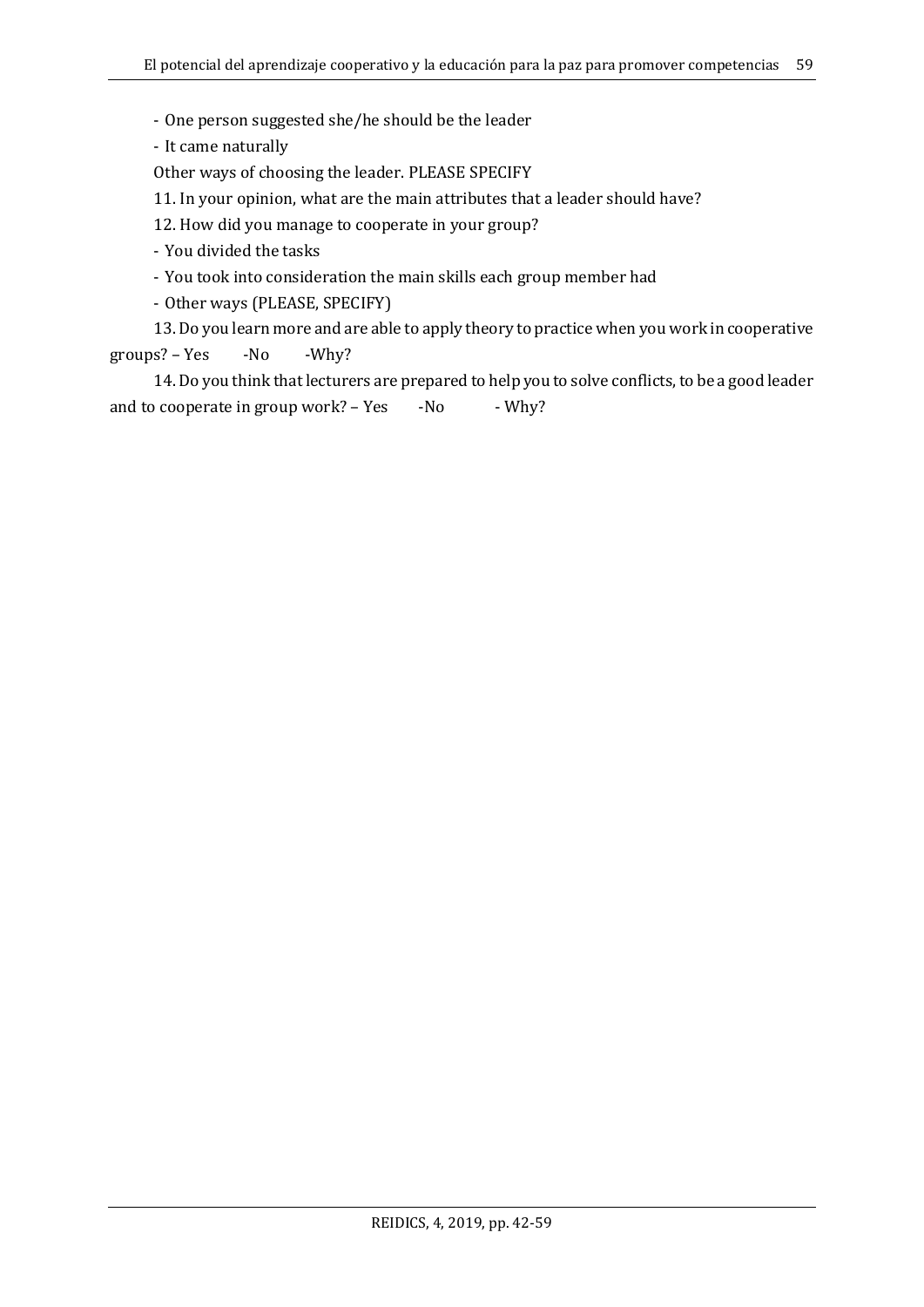- One person suggested she/he should be the leader
- It came naturally

Other ways of choosing the leader. PLEASE SPECIFY

11. In your opinion, what are the main attributes that a leader should have?

12. How did you manage to cooperate in your group?

- You divided the tasks
- You took into consideration the main skills each group member had
- Other ways (PLEASE, SPECIFY)

13. Do you learn more and are able to apply theory to practice when you work in cooperative groups? – Yes -No -Why?

14. Do you think that lecturers are prepared to help you to solve conflicts, to be a good leader and to cooperate in group work? – Yes -No - Why?